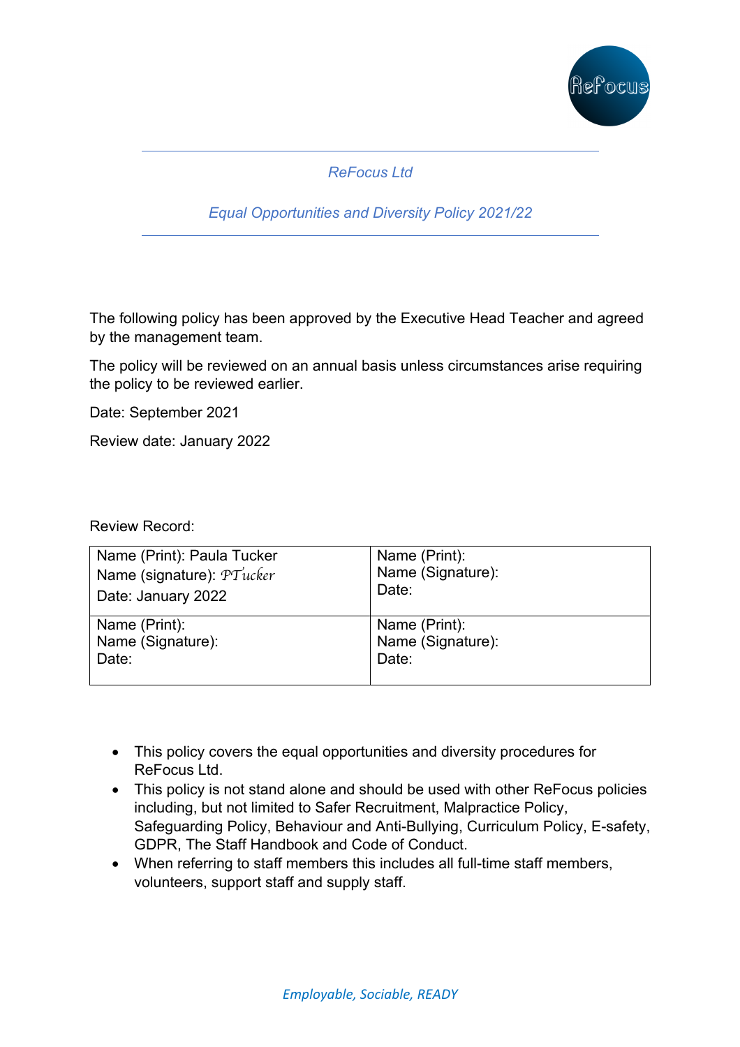*ReFocus Ltd*

*Equal Opportunities and Diversity Policy 2021/22*

The following policy has been approved by the Executive Head Teacher and agreed by the management team.

The policy will be reviewed on an annual basis unless circumstances arise requiring the policy to be reviewed earlier.

Date: September 2021

Review date: January 2022

Review Record:

| | |
|---|---|
| Name (Print): Paula Tucker<br>Name (signature): *PTucker*<br>Date: January 2022 | Name (Print):<br>Name (Signature):<br>Date: |
| Name (Print):<br>Name (Signature):<br>Date: | Name (Print):<br>Name (Signature):<br>Date: |

- This policy covers the equal opportunities and diversity procedures for ReFocus Ltd.
- This policy is not stand alone and should be used with other ReFocus policies including, but not limited to Safer Recruitment, Malpractice Policy, Safeguarding Policy, Behaviour and Anti-Bullying, Curriculum Policy, E-safety, GDPR, The Staff Handbook and Code of Conduct.
- When referring to staff members this includes all full-time staff members, volunteers, support staff and supply staff.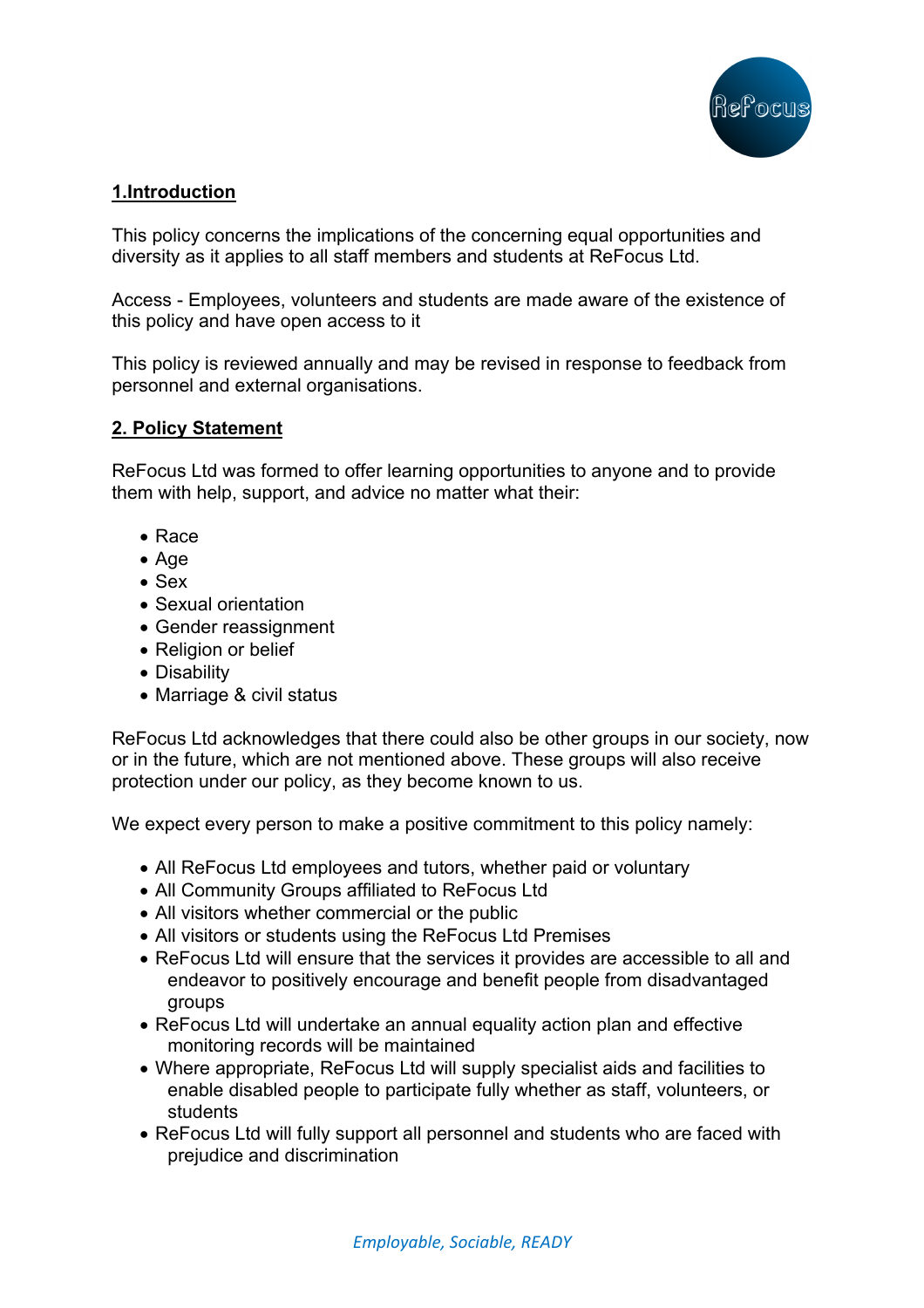## 1.Introduction

This policy concerns the implications of the concerning equal opportunities and diversity as it applies to all staff members and students at ReFocus Ltd.

Access - Employees, volunteers and students are made aware of the existence of this policy and have open access to it

This policy is reviewed annually and may be revised in response to feedback from personnel and external organisations.

## 2. Policy Statement

ReFocus Ltd was formed to offer learning opportunities to anyone and to provide them with help, support, and advice no matter what their:

- Race
- Age
- Sex
- Sexual orientation
- Gender reassignment
- Religion or belief
- Disability
- Marriage & civil status

ReFocus Ltd acknowledges that there could also be other groups in our society, now or in the future, which are not mentioned above. These groups will also receive protection under our policy, as they become known to us.

We expect every person to make a positive commitment to this policy namely:

- All ReFocus Ltd employees and tutors, whether paid or voluntary
- All Community Groups affiliated to ReFocus Ltd
- All visitors whether commercial or the public
- All visitors or students using the ReFocus Ltd Premises
- ReFocus Ltd will ensure that the services it provides are accessible to all and endeavor to positively encourage and benefit people from disadvantaged groups
- ReFocus Ltd will undertake an annual equality action plan and effective monitoring records will be maintained
- Where appropriate, ReFocus Ltd will supply specialist aids and facilities to enable disabled people to participate fully whether as staff, volunteers, or students
- ReFocus Ltd will fully support all personnel and students who are faced with prejudice and discrimination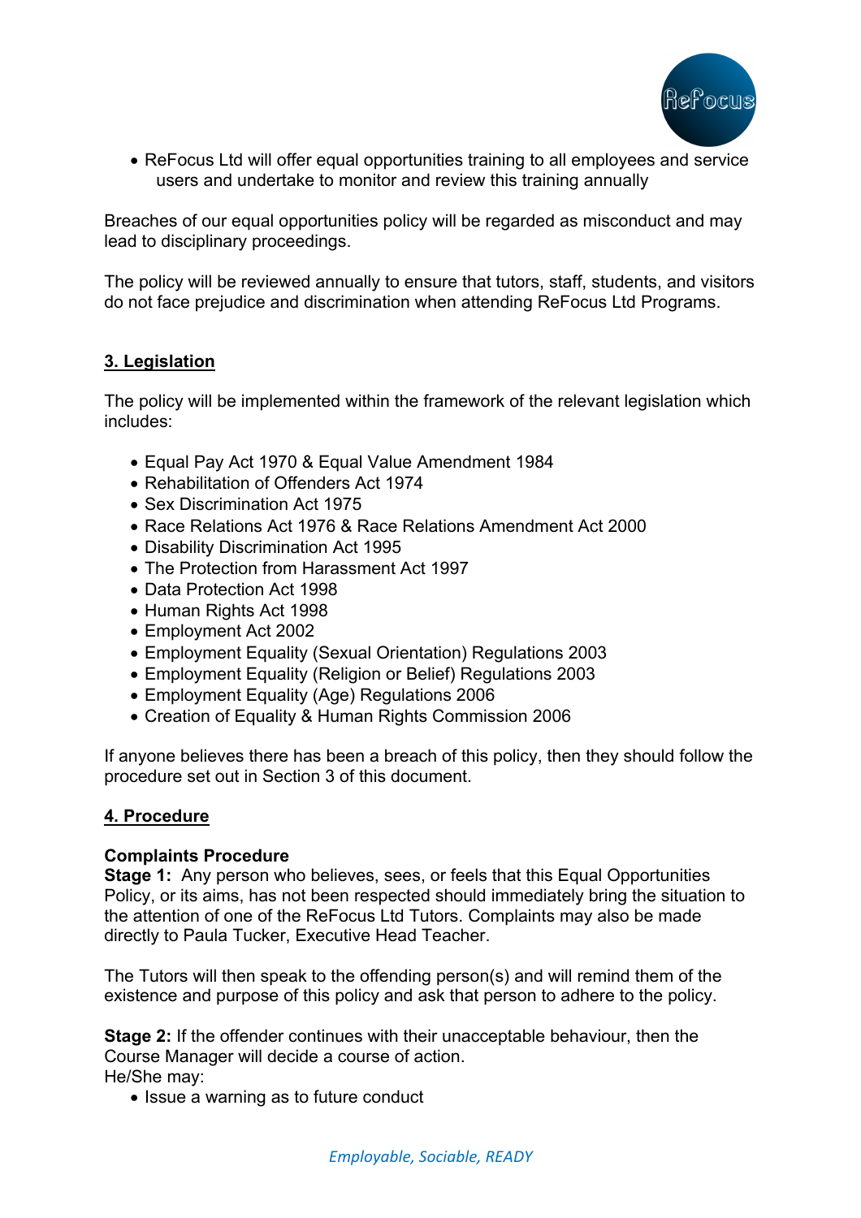- ReFocus Ltd will offer equal opportunities training to all employees and service users and undertake to monitor and review this training annually

Breaches of our equal opportunities policy will be regarded as misconduct and may lead to disciplinary proceedings.

The policy will be reviewed annually to ensure that tutors, staff, students, and visitors do not face prejudice and discrimination when attending ReFocus Ltd Programs.

## 3. Legislation

The policy will be implemented within the framework of the relevant legislation which includes:

- Equal Pay Act 1970 & Equal Value Amendment 1984
- Rehabilitation of Offenders Act 1974
- Sex Discrimination Act 1975
- Race Relations Act 1976 & Race Relations Amendment Act 2000
- Disability Discrimination Act 1995
- The Protection from Harassment Act 1997
- Data Protection Act 1998
- Human Rights Act 1998
- Employment Act 2002
- Employment Equality (Sexual Orientation) Regulations 2003
- Employment Equality (Religion or Belief) Regulations 2003
- Employment Equality (Age) Regulations 2006
- Creation of Equality & Human Rights Commission 2006

If anyone believes there has been a breach of this policy, then they should follow the procedure set out in Section 3 of this document.

## 4. Procedure

**Complaints Procedure**

**Stage 1:** Any person who believes, sees, or feels that this Equal Opportunities Policy, or its aims, has not been respected should immediately bring the situation to the attention of one of the ReFocus Ltd Tutors. Complaints may also be made directly to Paula Tucker, Executive Head Teacher.

The Tutors will then speak to the offending person(s) and will remind them of the existence and purpose of this policy and ask that person to adhere to the policy.

**Stage 2:** If the offender continues with their unacceptable behaviour, then the Course Manager will decide a course of action.
He/She may:

- Issue a warning as to future conduct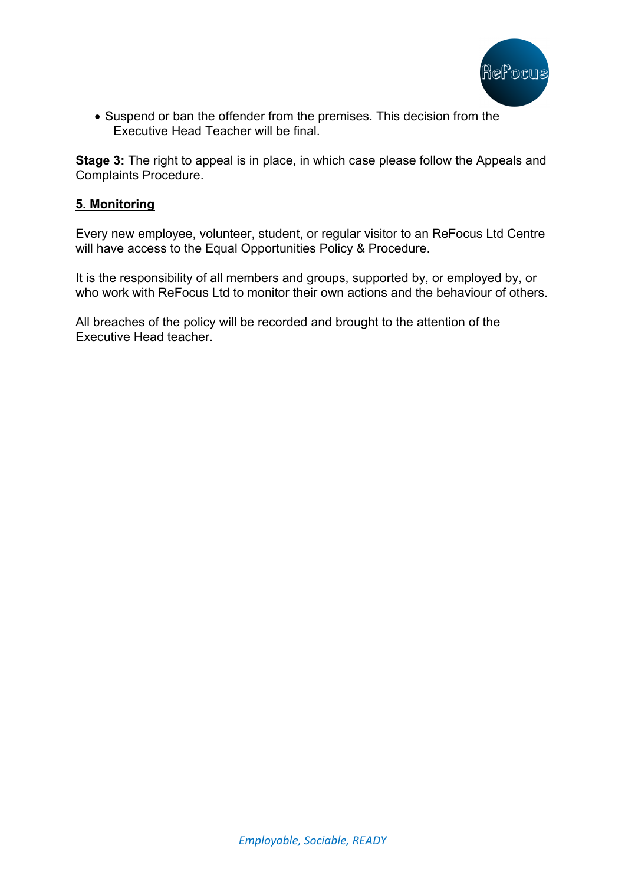- Suspend or ban the offender from the premises. This decision from the Executive Head Teacher will be final.

**Stage 3:** The right to appeal is in place, in which case please follow the Appeals and Complaints Procedure.

## 5. Monitoring

Every new employee, volunteer, student, or regular visitor to an ReFocus Ltd Centre will have access to the Equal Opportunities Policy & Procedure.

It is the responsibility of all members and groups, supported by, or employed by, or who work with ReFocus Ltd to monitor their own actions and the behaviour of others.

All breaches of the policy will be recorded and brought to the attention of the Executive Head teacher.